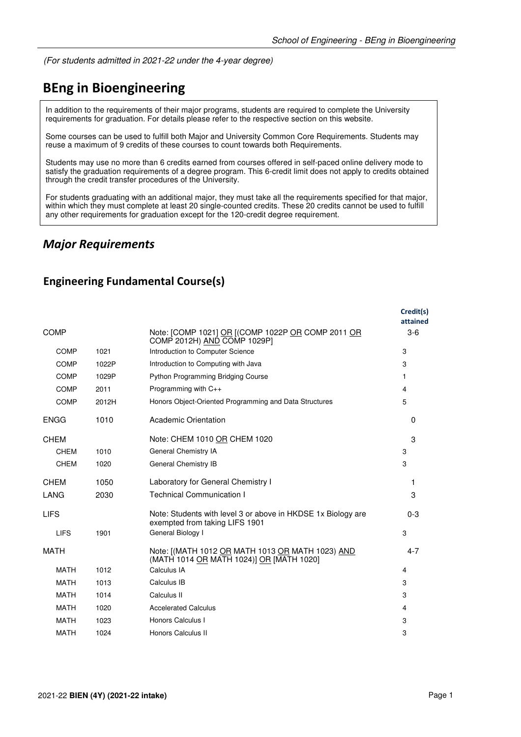*(For students admitted in 2021-22 under the 4-year degree)*

# BEng in Bioengineering

In addition to the requirements of their major programs, students are required to complete the University requirements for graduation. For details please refer to the respective section on this website.

Some courses can be used to fulfill both Major and University Common Core Requirements. Students may reuse a maximum of 9 credits of these courses to count towards both Requirements.

Students may use no more than 6 credits earned from courses offered in self-paced online delivery mode to satisfy the graduation requirements of a degree program. This 6-credit limit does not apply to credits obtained through the credit transfer procedures of the University.

For students graduating with an additional major, they must take all the requirements specified for that major, within which they must complete at least 20 single-counted credits. These 20 credits cannot be used to fulfill any other requirements for graduation except for the 120-credit degree requirement.

## *Major Requirements*

### Engineering Fundamental Course(s)

| | | | Credit(s) attained |
|---|---|---|---|
| COMP | | Note: [COMP 1021] OR [(COMP 1022P OR COMP 2011 OR COMP 2012H) AND COMP 1029P] | 3-6 |
| COMP | 1021 | Introduction to Computer Science | 3 |
| COMP | 1022P | Introduction to Computing with Java | 3 |
| COMP | 1029P | Python Programming Bridging Course | 1 |
| COMP | 2011 | Programming with C++ | 4 |
| COMP | 2012H | Honors Object-Oriented Programming and Data Structures | 5 |
| ENGG | 1010 | Academic Orientation | 0 |
| CHEM | | Note: CHEM 1010 OR CHEM 1020 | 3 |
| CHEM | 1010 | General Chemistry IA | 3 |
| CHEM | 1020 | General Chemistry IB | 3 |
| CHEM | 1050 | Laboratory for General Chemistry I | 1 |
| LANG | 2030 | Technical Communication I | 3 |
| LIFS | | Note: Students with level 3 or above in HKDSE 1x Biology are exempted from taking LIFS 1901 | 0-3 |
| LIFS | 1901 | General Biology I | 3 |
| MATH | | Note: [(MATH 1012 OR MATH 1013 OR MATH 1023) AND (MATH 1014 OR MATH 1024)] OR [MATH 1020] | 4-7 |
| MATH | 1012 | Calculus IA | 4 |
| MATH | 1013 | Calculus IB | 3 |
| MATH | 1014 | Calculus II | 3 |
| MATH | 1020 | Accelerated Calculus | 4 |
| MATH | 1023 | Honors Calculus I | 3 |
| MATH | 1024 | Honors Calculus II | 3 |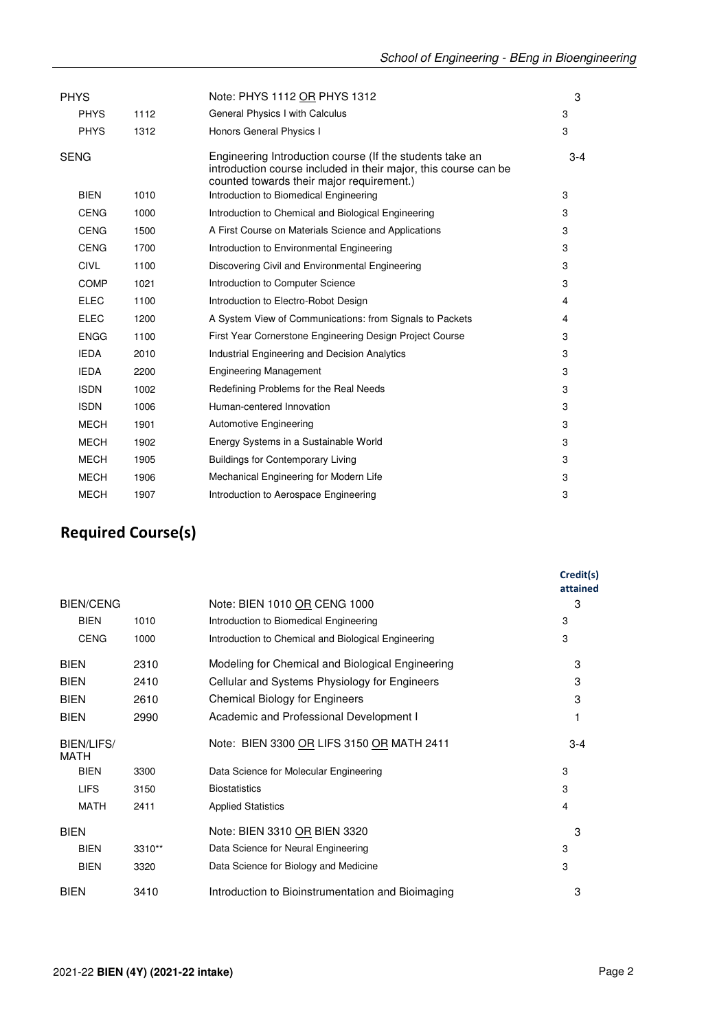| | | | |
|---|---|---|---|
| PHYS | | Note: PHYS 1112 OR PHYS 1312 | 3 |
| PHYS | 1112 | General Physics I with Calculus | 3 |
| PHYS | 1312 | Honors General Physics I | 3 |
| SENG | | Engineering Introduction course (If the students take an introduction course included in their major, this course can be counted towards their major requirement.) | 3-4 |
| BIEN | 1010 | Introduction to Biomedical Engineering | 3 |
| CENG | 1000 | Introduction to Chemical and Biological Engineering | 3 |
| CENG | 1500 | A First Course on Materials Science and Applications | 3 |
| CENG | 1700 | Introduction to Environmental Engineering | 3 |
| CIVL | 1100 | Discovering Civil and Environmental Engineering | 3 |
| COMP | 1021 | Introduction to Computer Science | 3 |
| ELEC | 1100 | Introduction to Electro-Robot Design | 4 |
| ELEC | 1200 | A System View of Communications: from Signals to Packets | 4 |
| ENGG | 1100 | First Year Cornerstone Engineering Design Project Course | 3 |
| IEDA | 2010 | Industrial Engineering and Decision Analytics | 3 |
| IEDA | 2200 | Engineering Management | 3 |
| ISDN | 1002 | Redefining Problems for the Real Needs | 3 |
| ISDN | 1006 | Human-centered Innovation | 3 |
| MECH | 1901 | Automotive Engineering | 3 |
| MECH | 1902 | Energy Systems in a Sustainable World | 3 |
| MECH | 1905 | Buildings for Contemporary Living | 3 |
| MECH | 1906 | Mechanical Engineering for Modern Life | 3 |
| MECH | 1907 | Introduction to Aerospace Engineering | 3 |

## Required Course(s)

| | | | Credit(s) attained |
|---|---|---|---|
| BIEN/CENG | | Note: BIEN 1010 OR CENG 1000 | 3 |
| BIEN | 1010 | Introduction to Biomedical Engineering | 3 |
| CENG | 1000 | Introduction to Chemical and Biological Engineering | 3 |
| BIEN | 2310 | Modeling for Chemical and Biological Engineering | 3 |
| BIEN | 2410 | Cellular and Systems Physiology for Engineers | 3 |
| BIEN | 2610 | Chemical Biology for Engineers | 3 |
| BIEN | 2990 | Academic and Professional Development I | 1 |
| BIEN/LIFS/MATH | | Note: BIEN 3300 OR LIFS 3150 OR MATH 2411 | 3-4 |
| BIEN | 3300 | Data Science for Molecular Engineering | 3 |
| LIFS | 3150 | Biostatistics | 3 |
| MATH | 2411 | Applied Statistics | 4 |
| BIEN | | Note: BIEN 3310 OR BIEN 3320 | 3 |
| BIEN | 3310** | Data Science for Neural Engineering | 3 |
| BIEN | 3320 | Data Science for Biology and Medicine | 3 |
| BIEN | 3410 | Introduction to Bioinstrumentation and Bioimaging | 3 |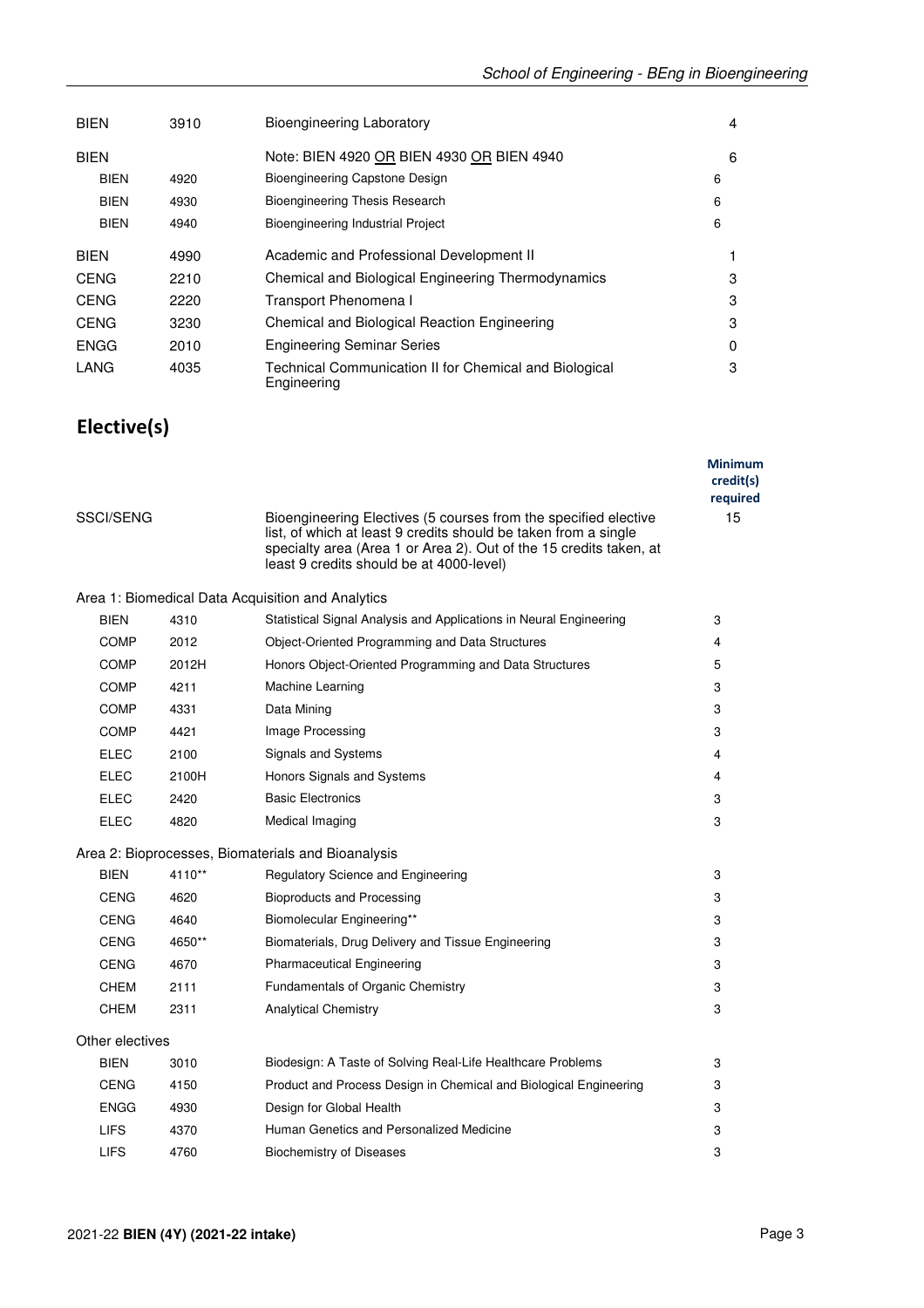| | | | |
|---|---|---|---|
| BIEN | 3910 | Bioengineering Laboratory | 4 |
| BIEN | | Note: BIEN 4920 OR BIEN 4930 OR BIEN 4940 | 6 |
| BIEN | 4920 | Bioengineering Capstone Design | 6 |
| BIEN | 4930 | Bioengineering Thesis Research | 6 |
| BIEN | 4940 | Bioengineering Industrial Project | 6 |
| BIEN | 4990 | Academic and Professional Development II | 1 |
| CENG | 2210 | Chemical and Biological Engineering Thermodynamics | 3 |
| CENG | 2220 | Transport Phenomena I | 3 |
| CENG | 3230 | Chemical and Biological Reaction Engineering | 3 |
| ENGG | 2010 | Engineering Seminar Series | 0 |
| LANG | 4035 | Technical Communication II for Chemical and Biological Engineering | 3 |

## Elective(s)

| | | | Minimum credit(s) required |
|---|---|---|---|
| SSCI/SENG | | Bioengineering Electives (5 courses from the specified elective list, of which at least 9 credits should be taken from a single specialty area (Area 1 or Area 2). Out of the 15 credits taken, at least 9 credits should be at 4000-level) | 15 |
| **Area 1: Biomedical Data Acquisition and Analytics** | | | |
| BIEN | 4310 | Statistical Signal Analysis and Applications in Neural Engineering | 3 |
| COMP | 2012 | Object-Oriented Programming and Data Structures | 4 |
| COMP | 2012H | Honors Object-Oriented Programming and Data Structures | 5 |
| COMP | 4211 | Machine Learning | 3 |
| COMP | 4331 | Data Mining | 3 |
| COMP | 4421 | Image Processing | 3 |
| ELEC | 2100 | Signals and Systems | 4 |
| ELEC | 2100H | Honors Signals and Systems | 4 |
| ELEC | 2420 | Basic Electronics | 3 |
| ELEC | 4820 | Medical Imaging | 3 |
| **Area 2: Bioprocesses, Biomaterials and Bioanalysis** | | | |
| BIEN | 4110** | Regulatory Science and Engineering | 3 |
| CENG | 4620 | Bioproducts and Processing | 3 |
| CENG | 4640 | Biomolecular Engineering** | 3 |
| CENG | 4650** | Biomaterials, Drug Delivery and Tissue Engineering | 3 |
| CENG | 4670 | Pharmaceutical Engineering | 3 |
| CHEM | 2111 | Fundamentals of Organic Chemistry | 3 |
| CHEM | 2311 | Analytical Chemistry | 3 |
| **Other electives** | | | |
| BIEN | 3010 | Biodesign: A Taste of Solving Real-Life Healthcare Problems | 3 |
| CENG | 4150 | Product and Process Design in Chemical and Biological Engineering | 3 |
| ENGG | 4930 | Design for Global Health | 3 |
| LIFS | 4370 | Human Genetics and Personalized Medicine | 3 |
| LIFS | 4760 | Biochemistry of Diseases | 3 |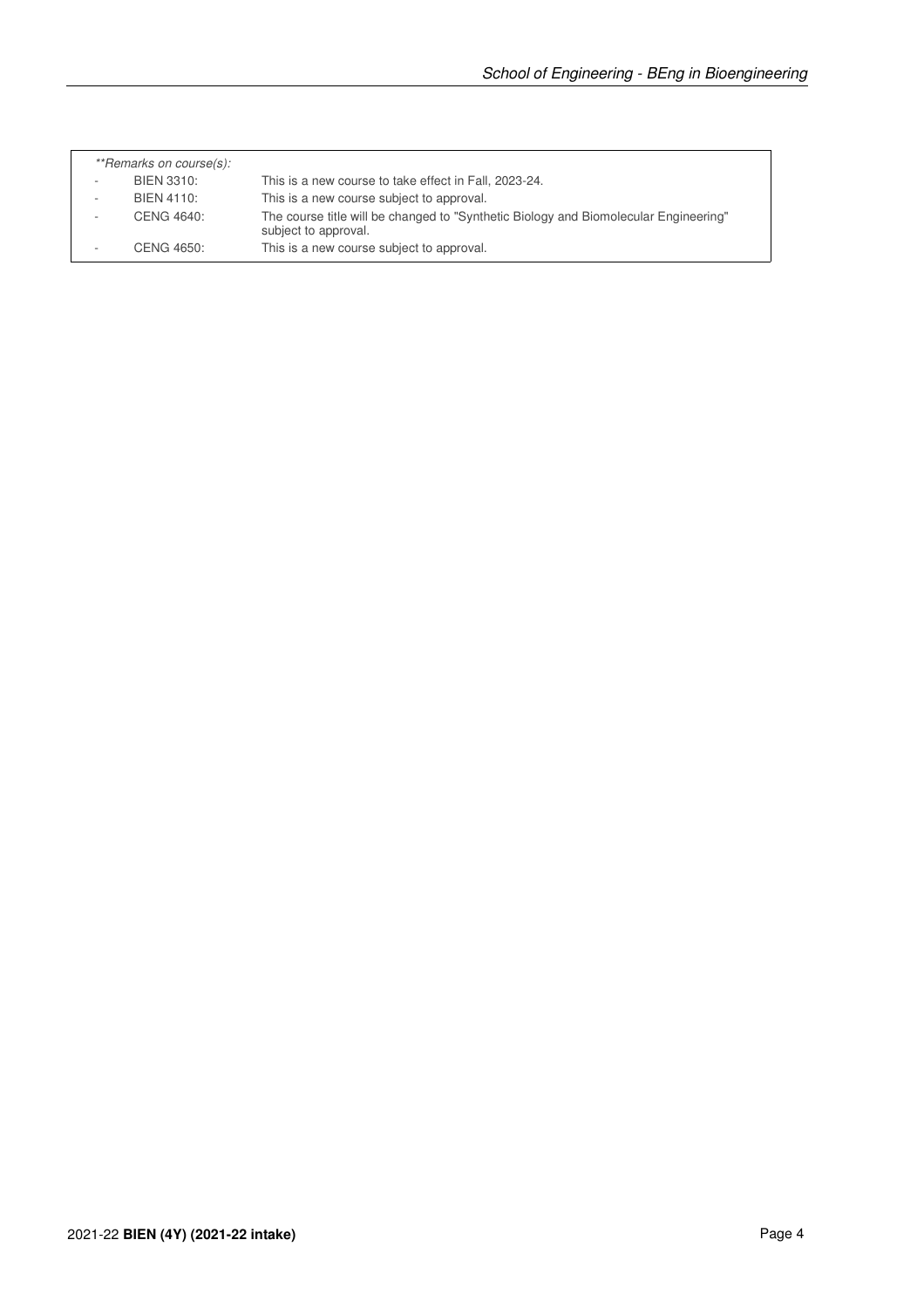*\*\*Remarks on course(s):*

- BIEN 3310: This is a new course to take effect in Fall, 2023-24.
- BIEN 4110: This is a new course subject to approval.
- CENG 4640: The course title will be changed to "Synthetic Biology and Biomolecular Engineering" subject to approval.
- CENG 4650: This is a new course subject to approval.